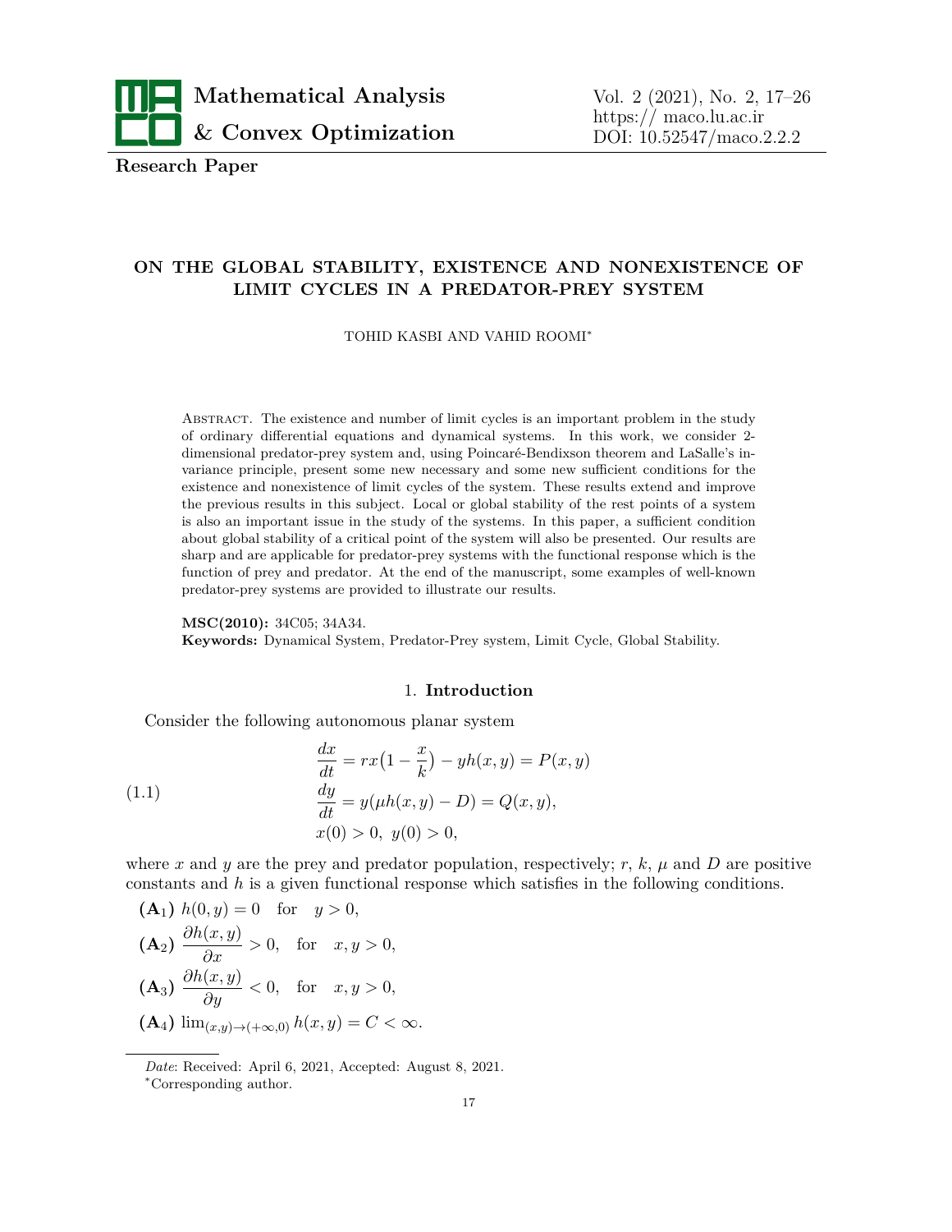**Research Paper**

# ON THE GLOBAL STABILITY, EXISTENCE AND NONEXISTENCE OF LIMIT CYCLES IN A PREDATOR-PREY SYSTEM

TOHID KASBI AND VAHID ROOMI*

Abstract. The existence and number of limit cycles is an important problem in the study of ordinary differential equations and dynamical systems. In this work, we consider 2-dimensional predator-prey system and, using Poincaré-Bendixson theorem and LaSalle's invariance principle, present some new necessary and some new sufficient conditions for the existence and nonexistence of limit cycles of the system. These results extend and improve the previous results in this subject. Local or global stability of the rest points of a system is also an important issue in the study of the systems. In this paper, a sufficient condition about global stability of a critical point of the system will also be presented. Our results are sharp and are applicable for predator-prey systems with the functional response which is the function of prey and predator. At the end of the manuscript, some examples of well-known predator-prey systems are provided to illustrate our results.

**MSC(2010):** 34C05; 34A34.
**Keywords:** Dynamical System, Predator-Prey system, Limit Cycle, Global Stability.

## 1. Introduction

Consider the following autonomous planar system

$$
\begin{aligned}
\frac{dx}{dt} &= rx\left(1-\frac{x}{k}\right) - yh(x,y) = P(x,y)\\
\frac{dy}{dt} &= y(\mu h(x,y) - D) = Q(x,y),\\
& x(0)>0,\ y(0)>0,
\end{aligned}
\tag{1.1}
$$

where $x$ and $y$ are the prey and predator population, respectively; $r$, $k$, $\mu$ and $D$ are positive constants and $h$ is a given functional response which satisfies in the following conditions.

**(A$_1$)** $h(0,y) = 0 \quad \text{for} \quad y>0,$

**(A$_2$)** $\dfrac{\partial h(x,y)}{\partial x} > 0, \quad \text{for} \quad x,y>0,$

**(A$_3$)** $\dfrac{\partial h(x,y)}{\partial y} < 0, \quad \text{for} \quad x,y>0,$

**(A$_4$)** $\lim_{(x,y)\to(+\infty,0)} h(x,y) = C < \infty.$

*Date*: Received: April 6, 2021, Accepted: August 8, 2021.

*Corresponding author.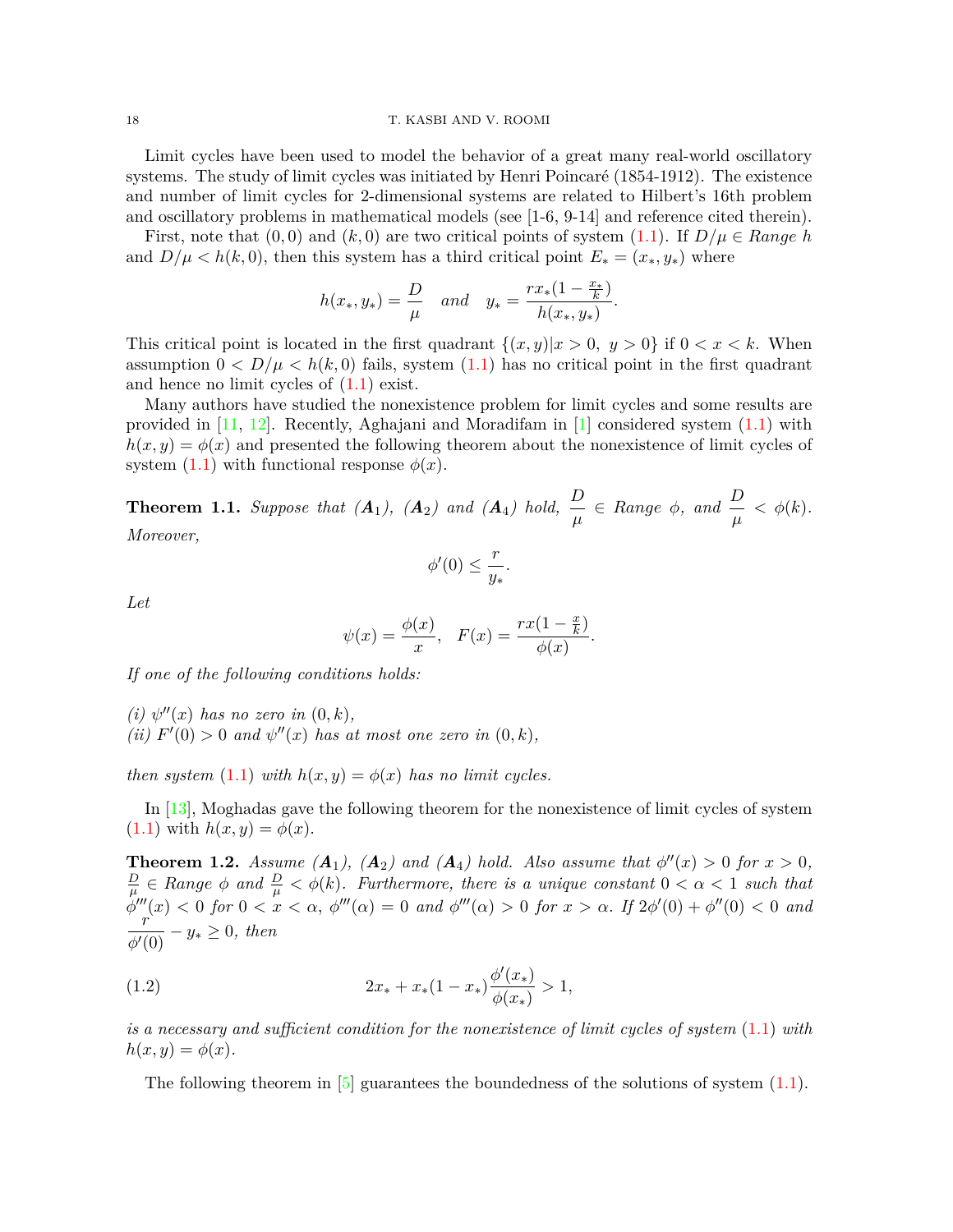Limit cycles have been used to model the behavior of a great many real-world oscillatory systems. The study of limit cycles was initiated by Henri Poincaré (1854-1912). The existence and number of limit cycles for 2-dimensional systems are related to Hilbert's 16th problem and oscillatory problems in mathematical models (see [1-6, 9-14] and reference cited therein).

First, note that $(0,0)$ and $(k,0)$ are two critical points of system (1.1). If $D/\mu \in$ *Range* $h$ and $D/\mu < h(k,0)$, then this system has a third critical point $E_* = (x_*, y_*)$ where

$$h(x_*, y_*) = \frac{D}{\mu} \quad and \quad y_* = \frac{r x_* (1 - \frac{x_*}{k})}{h(x_*, y_*)}.$$

This critical point is located in the first quadrant $\{(x,y) | x > 0,\ y > 0\}$ if $0 < x < k$. When assumption $0 < D/\mu < h(k,0)$ fails, system (1.1) has no critical point in the first quadrant and hence no limit cycles of (1.1) exist.

Many authors have studied the nonexistence problem for limit cycles and some results are provided in [11, 12]. Recently, Aghajani and Moradifam in [1] considered system (1.1) with $h(x,y) = \phi(x)$ and presented the following theorem about the nonexistence of limit cycles of system (1.1) with functional response $\phi(x)$.

**Theorem 1.1.** *Suppose that ($\boldsymbol{A}_1$), ($\boldsymbol{A}_2$) and ($\boldsymbol{A}_4$) hold,* $\dfrac{D}{\mu} \in$ *Range* $\phi$*, and* $\dfrac{D}{\mu} < \phi(k)$*. Moreover,*

$$\phi'(0) \leq \frac{r}{y_*}.$$

*Let*

$$\psi(x) = \frac{\phi(x)}{x}, \quad F(x) = \frac{r x (1 - \frac{x}{k})}{\phi(x)}.$$

*If one of the following conditions holds:*

*(i)* $\psi''(x)$ *has no zero in* $(0,k)$*,*
*(ii)* $F'(0) > 0$ *and* $\psi''(x)$ *has at most one zero in* $(0,k)$*,*

*then system* (1.1) *with* $h(x,y) = \phi(x)$ *has no limit cycles.*

In [13], Moghadas gave the following theorem for the nonexistence of limit cycles of system (1.1) with $h(x,y) = \phi(x)$.

**Theorem 1.2.** *Assume ($\boldsymbol{A}_1$), ($\boldsymbol{A}_2$) and ($\boldsymbol{A}_4$) hold. Also assume that* $\phi''(x) > 0$ *for* $x > 0$*,* $\frac{D}{\mu} \in$ *Range* $\phi$ *and* $\frac{D}{\mu} < \phi(k)$*. Furthermore, there is a unique constant* $0 < \alpha < 1$ *such that* $\phi'''(x) < 0$ *for* $0 < x < \alpha$*,* $\phi'''(\alpha) = 0$ *and* $\phi'''(x) > 0$ *for* $x > \alpha$*. If* $2\phi'(0) + \phi''(0) < 0$ *and* $\dfrac{r}{\phi'(0)} - y_* \geq 0$*, then*

$$2x_* + x_*(1 - x_*)\frac{\phi'(x_*)}{\phi(x_*)} > 1, \tag{1.2}$$

*is a necessary and sufficient condition for the nonexistence of limit cycles of system* (1.1) *with* $h(x,y) = \phi(x)$*.*

The following theorem in [5] guarantees the boundedness of the solutions of system (1.1).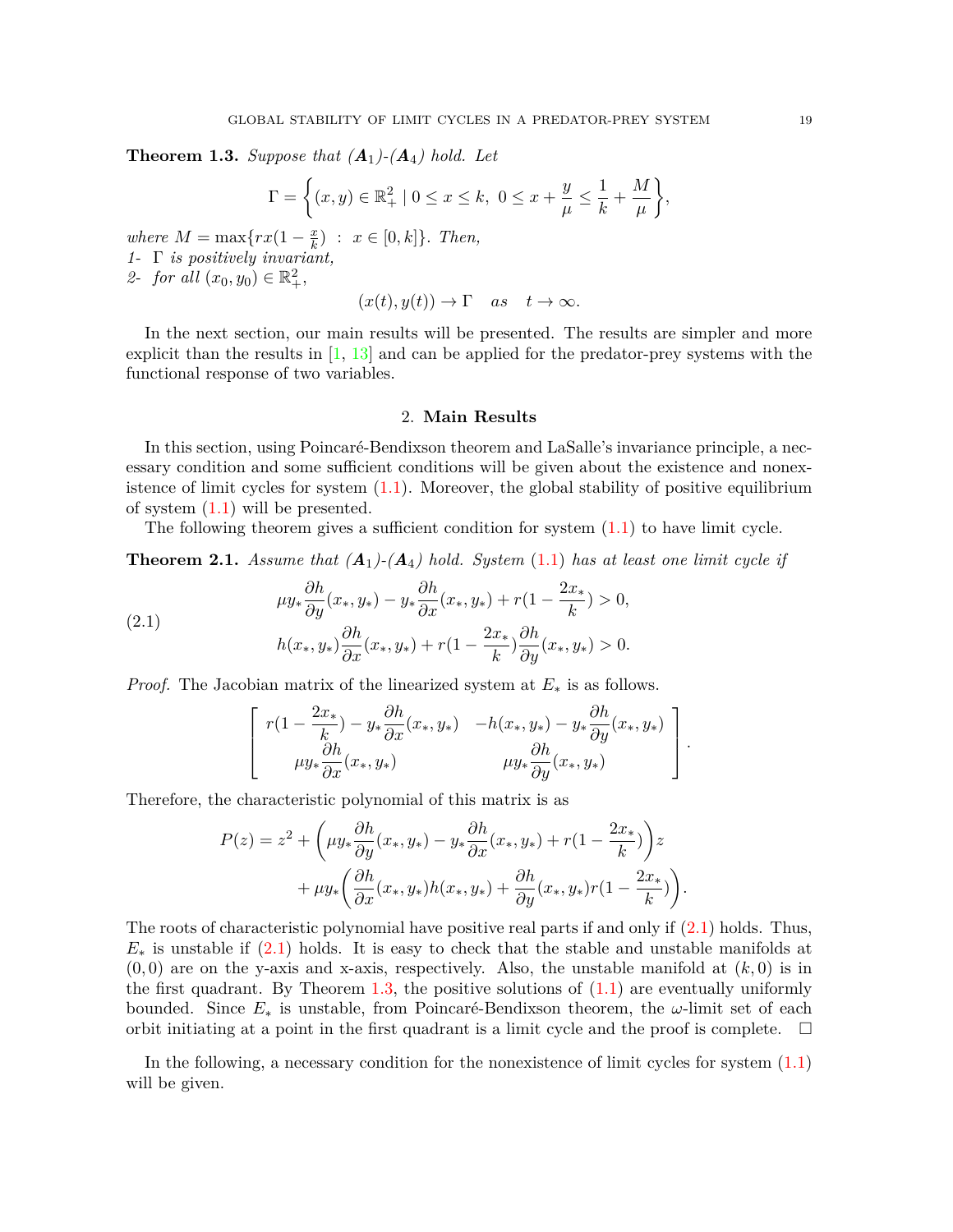**Theorem 1.3.** *Suppose that ($\boldsymbol{A}_1$)-($\boldsymbol{A}_4$) hold. Let*

$$\Gamma = \left\{(x,y) \in \mathbb{R}_+^2 \mid 0 \le x \le k,\ 0 \le x + \frac{y}{\mu} \le \frac{1}{k} + \frac{M}{\mu}\right\},$$

*where* $M = \max\{rx(1-\frac{x}{k})\ :\ x \in [0,k]\}$. *Then,*

*1-* $\Gamma$ *is positively invariant,*

*2- for all* $(x_0, y_0) \in \mathbb{R}_+^2$,

$$(x(t), y(t)) \to \Gamma \quad as \quad t \to \infty.$$

In the next section, our main results will be presented. The results are simpler and more explicit than the results in [1, 13] and can be applied for the predator-prey systems with the functional response of two variables.

## 2. Main Results

In this section, using Poincaré-Bendixson theorem and LaSalle's invariance principle, a necessary condition and some sufficient conditions will be given about the existence and nonexistence of limit cycles for system (1.1). Moreover, the global stability of positive equilibrium of system (1.1) will be presented.

The following theorem gives a sufficient condition for system (1.1) to have limit cycle.

**Theorem 2.1.** *Assume that ($\boldsymbol{A}_1$)-($\boldsymbol{A}_4$) hold. System* (1.1) *has at least one limit cycle if*

$$\begin{aligned}
&\mu y_* \frac{\partial h}{\partial y}(x_*, y_*) - y_* \frac{\partial h}{\partial x}(x_*, y_*) + r(1 - \frac{2x_*}{k}) > 0, \\
&h(x_*, y_*)\frac{\partial h}{\partial x}(x_*, y_*) + r(1 - \frac{2x_*}{k})\frac{\partial h}{\partial y}(x_*, y_*) > 0.
\end{aligned} \tag{2.1}$$

*Proof.* The Jacobian matrix of the linearized system at $E_*$ is as follows.

$$\begin{bmatrix} r(1-\frac{2x_*}{k}) - y_* \frac{\partial h}{\partial x}(x_*, y_*) & -h(x_*, y_*) - y_* \frac{\partial h}{\partial y}(x_*, y_*) \\ \mu y_* \frac{\partial h}{\partial x}(x_*, y_*) & \mu y_* \frac{\partial h}{\partial y}(x_*, y_*) \end{bmatrix}.$$

Therefore, the characteristic polynomial of this matrix is as

$$\begin{aligned}
P(z) = z^2 &+ \left(\mu y_* \frac{\partial h}{\partial y}(x_*, y_*) - y_* \frac{\partial h}{\partial x}(x_*, y_*) + r(1 - \frac{2x_*}{k})\right) z \\
&+ \mu y_* \left(\frac{\partial h}{\partial x}(x_*, y_*) h(x_*, y_*) + \frac{\partial h}{\partial y}(x_*, y_*) r(1 - \frac{2x_*}{k})\right).
\end{aligned}$$

The roots of characteristic polynomial have positive real parts if and only if (2.1) holds. Thus, $E_*$ is unstable if (2.1) holds. It is easy to check that the stable and unstable manifolds at $(0,0)$ are on the y-axis and x-axis, respectively. Also, the unstable manifold at $(k,0)$ is in the first quadrant. By Theorem 1.3, the positive solutions of (1.1) are eventually uniformly bounded. Since $E_*$ is unstable, from Poincaré-Bendixson theorem, the $\omega$-limit set of each orbit initiating at a point in the first quadrant is a limit cycle and the proof is complete. $\square$

In the following, a necessary condition for the nonexistence of limit cycles for system (1.1) will be given.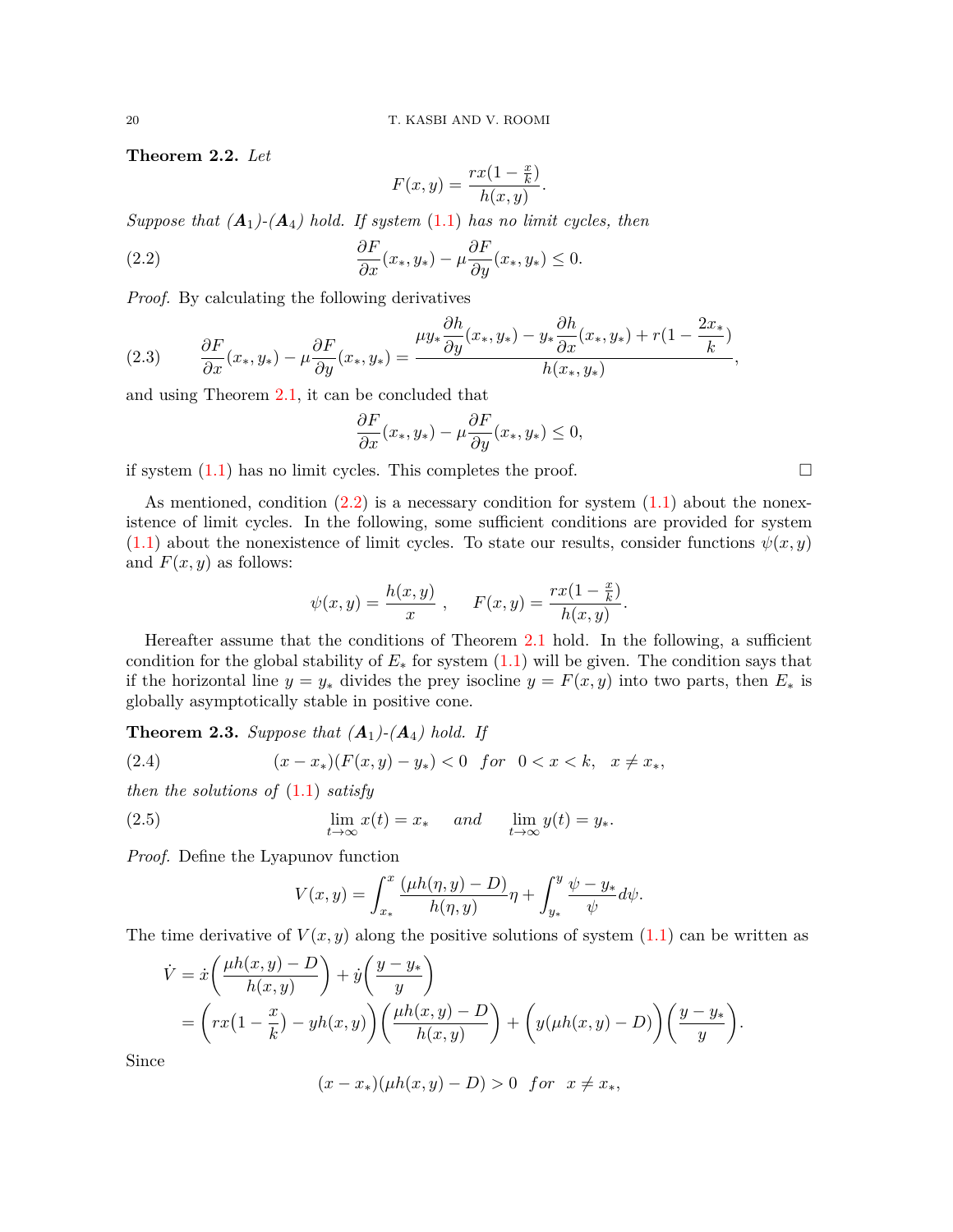**Theorem 2.2.** *Let*

$$F(x,y)=\frac{rx(1-\frac{x}{k})}{h(x,y)}.$$

*Suppose that ($\boldsymbol{A}_1$)-($\boldsymbol{A}_4$) hold. If system (1.1) has no limit cycles, then*

$$\frac{\partial F}{\partial x}(x_*,y_*)-\mu\frac{\partial F}{\partial y}(x_*,y_*)\leq 0. \tag{2.2}$$

*Proof.* By calculating the following derivatives

$$\frac{\partial F}{\partial x}(x_*,y_*)-\mu\frac{\partial F}{\partial y}(x_*,y_*)=\frac{\mu y_*\dfrac{\partial h}{\partial y}(x_*,y_*)-y_*\dfrac{\partial h}{\partial x}(x_*,y_*)+r(1-\dfrac{2x_*}{k})}{h(x_*,y_*)}, \tag{2.3}$$

and using Theorem 2.1, it can be concluded that

$$\frac{\partial F}{\partial x}(x_*,y_*)-\mu\frac{\partial F}{\partial y}(x_*,y_*)\leq 0,$$

if system (1.1) has no limit cycles. This completes the proof. □

As mentioned, condition (2.2) is a necessary condition for system (1.1) about the nonexistence of limit cycles. In the following, some sufficient conditions are provided for system (1.1) about the nonexistence of limit cycles. To state our results, consider functions $\psi(x,y)$ and $F(x,y)$ as follows:

$$\psi(x,y)=\frac{h(x,y)}{x}\ ,\qquad F(x,y)=\frac{rx(1-\frac{x}{k})}{h(x,y)}.$$

Hereafter assume that the conditions of Theorem 2.1 hold. In the following, a sufficient condition for the global stability of $E_*$ for system (1.1) will be given. The condition says that if the horizontal line $y=y_*$ divides the prey isocline $y=F(x,y)$ into two parts, then $E_*$ is globally asymptotically stable in positive cone.

**Theorem 2.3.** *Suppose that ($\boldsymbol{A}_1$)-($\boldsymbol{A}_4$) hold. If*

$$(x-x_*)(F(x,y)-y_*)<0 \quad for \quad 0<x<k,\quad x\neq x_*, \tag{2.4}$$

*then the solutions of (1.1) satisfy*

$$\lim_{t\to\infty}x(t)=x_* \quad and \quad \lim_{t\to\infty}y(t)=y_*. \tag{2.5}$$

*Proof.* Define the Lyapunov function

$$V(x,y)=\int_{x_*}^{x}\frac{(\mu h(\eta,y)-D)}{h(\eta,y)}\eta+\int_{y_*}^{y}\frac{\psi-y_*}{\psi}d\psi.$$

The time derivative of $V(x,y)$ along the positive solutions of system (1.1) can be written as

$$\begin{aligned}\dot{V}&=\dot{x}\left(\frac{\mu h(x,y)-D}{h(x,y)}\right)+\dot{y}\left(\frac{y-y_*}{y}\right)\\&=\left(rx\big(1-\frac{x}{k}\big)-yh(x,y)\right)\left(\frac{\mu h(x,y)-D}{h(x,y)}\right)+\Big(y(\mu h(x,y)-D)\Big)\left(\frac{y-y_*}{y}\right).\end{aligned}$$

Since

$$(x-x_*)(\mu h(x,y)-D)>0 \quad for \quad x\neq x_*,$$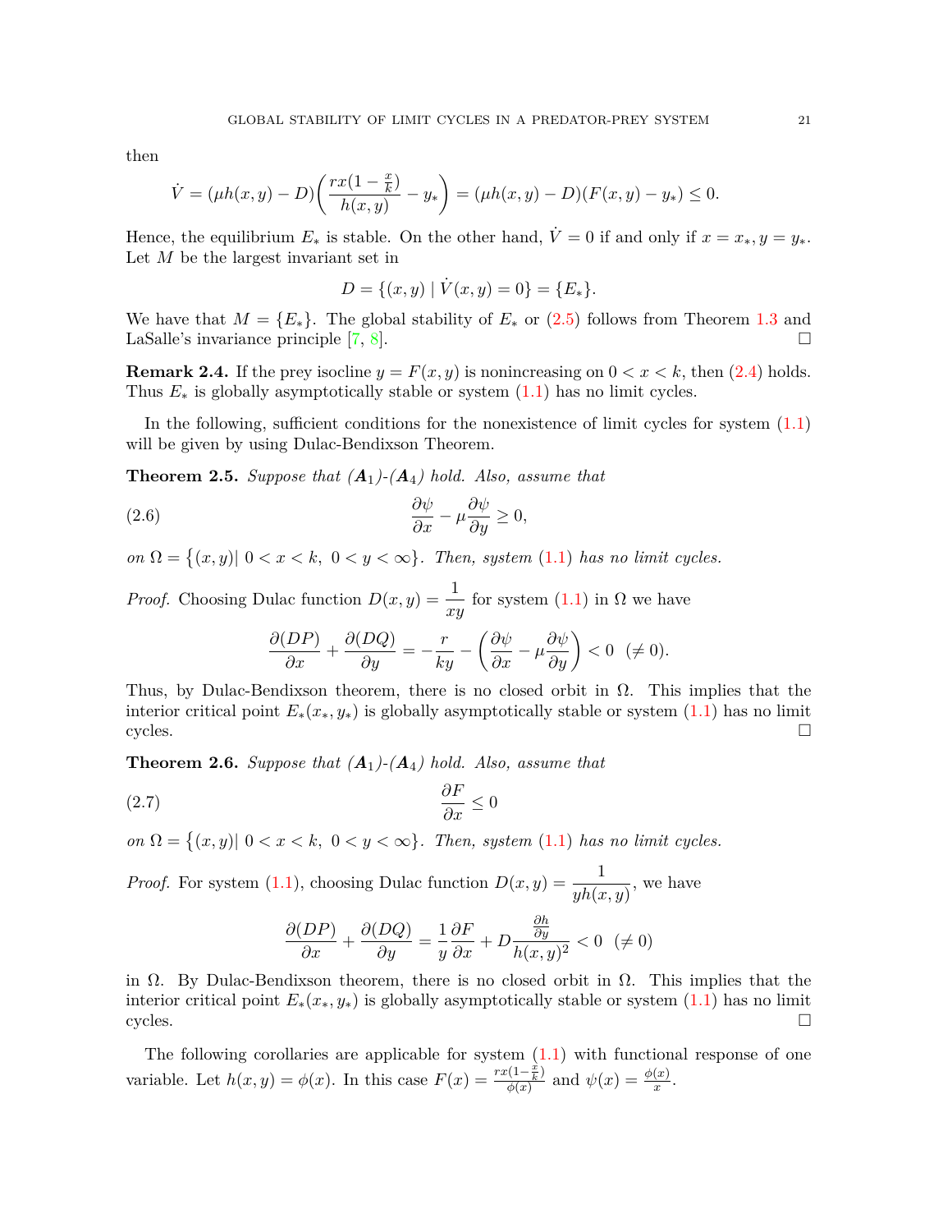then

$$\dot{V} = (\mu h(x,y) - D)\left(\frac{rx(1-\frac{x}{k})}{h(x,y)} - y_*\right) = (\mu h(x,y) - D)(F(x,y) - y_*) \leq 0.$$

Hence, the equilibrium $E_*$ is stable. On the other hand, $\dot{V} = 0$ if and only if $x = x_*, y = y_*$. Let $M$ be the largest invariant set in

$$D = \{(x,y) \mid \dot{V}(x,y) = 0\} = \{E_*\}.$$

We have that $M = \{E_*\}$. The global stability of $E_*$ or (2.5) follows from Theorem 1.3 and LaSalle's invariance principle [7, 8]. □

**Remark 2.4.** If the prey isocline $y = F(x,y)$ is nonincreasing on $0 < x < k$, then (2.4) holds. Thus $E_*$ is globally asymptotically stable or system (1.1) has no limit cycles.

In the following, sufficient conditions for the nonexistence of limit cycles for system (1.1) will be given by using Dulac-Bendixson Theorem.

**Theorem 2.5.** *Suppose that* ($\boldsymbol{A}_1$)-($\boldsymbol{A}_4$) *hold. Also, assume that*

$$\frac{\partial \psi}{\partial x} - \mu \frac{\partial \psi}{\partial y} \geq 0, \tag{2.6}$$

*on* $\Omega = \{(x,y) \mid 0 < x < k,\ 0 < y < \infty\}$. *Then, system* (1.1) *has no limit cycles.*

*Proof.* Choosing Dulac function $D(x,y) = \dfrac{1}{xy}$ for system (1.1) in $\Omega$ we have

$$\frac{\partial(DP)}{\partial x} + \frac{\partial(DQ)}{\partial y} = -\frac{r}{ky} - \left(\frac{\partial \psi}{\partial x} - \mu \frac{\partial \psi}{\partial y}\right) < 0 \ \ (\neq 0).$$

Thus, by Dulac-Bendixson theorem, there is no closed orbit in $\Omega$. This implies that the interior critical point $E_*(x_*, y_*)$ is globally asymptotically stable or system (1.1) has no limit cycles. □

**Theorem 2.6.** *Suppose that* ($\boldsymbol{A}_1$)-($\boldsymbol{A}_4$) *hold. Also, assume that*

$$\frac{\partial F}{\partial x} \leq 0 \tag{2.7}$$

*on* $\Omega = \{(x,y) \mid 0 < x < k,\ 0 < y < \infty\}$. *Then, system* (1.1) *has no limit cycles.*

*Proof.* For system (1.1), choosing Dulac function $D(x,y) = \dfrac{1}{yh(x,y)}$, we have

$$\frac{\partial(DP)}{\partial x} + \frac{\partial(DQ)}{\partial y} = \frac{1}{y}\frac{\partial F}{\partial x} + D\frac{\frac{\partial h}{\partial y}}{h(x,y)^2} < 0 \ \ (\neq 0)$$

in $\Omega$. By Dulac-Bendixson theorem, there is no closed orbit in $\Omega$. This implies that the interior critical point $E_*(x_*, y_*)$ is globally asymptotically stable or system (1.1) has no limit cycles. □

The following corollaries are applicable for system (1.1) with functional response of one variable. Let $h(x,y) = \phi(x)$. In this case $F(x) = \frac{rx(1-\frac{x}{k})}{\phi(x)}$ and $\psi(x) = \frac{\phi(x)}{x}$.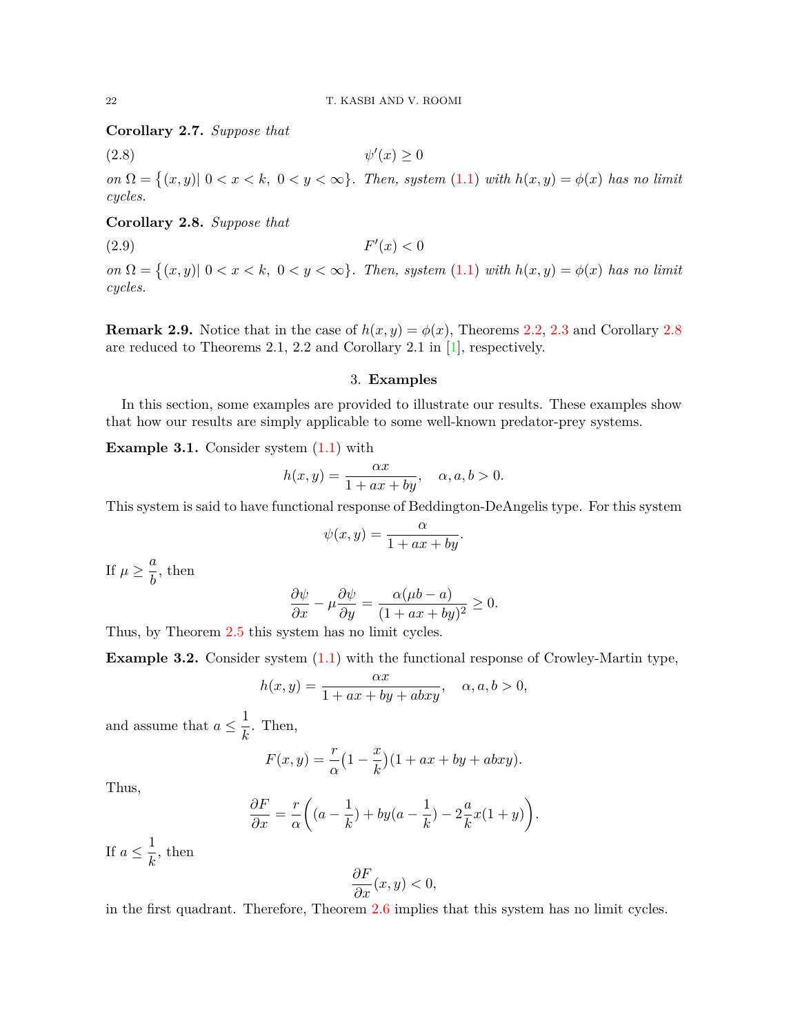**Corollary 2.7.** *Suppose that*

$$\psi'(x) \geq 0 \tag{2.8}$$

*on* $\Omega = \{(x,y) |\ 0 < x < k,\ 0 < y < \infty\}$. *Then, system* (1.1) *with* $h(x,y) = \phi(x)$ *has no limit cycles.*

**Corollary 2.8.** *Suppose that*

$$F'(x) < 0 \tag{2.9}$$

*on* $\Omega = \{(x,y) |\ 0 < x < k,\ 0 < y < \infty\}$. *Then, system* (1.1) *with* $h(x,y) = \phi(x)$ *has no limit cycles.*

**Remark 2.9.** Notice that in the case of $h(x,y) = \phi(x)$, Theorems 2.2, 2.3 and Corollary 2.8 are reduced to Theorems 2.1, 2.2 and Corollary 2.1 in [1], respectively.

## 3. Examples

In this section, some examples are provided to illustrate our results. These examples show that how our results are simply applicable to some well-known predator-prey systems.

**Example 3.1.** Consider system (1.1) with

$$h(x,y) = \frac{\alpha x}{1 + ax + by}, \quad \alpha, a, b > 0.$$

This system is said to have functional response of Beddington-DeAngelis type. For this system

$$\psi(x,y) = \frac{\alpha}{1 + ax + by}.$$

If $\mu \geq \dfrac{a}{b}$, then

$$\frac{\partial \psi}{\partial x} - \mu \frac{\partial \psi}{\partial y} = \frac{\alpha(\mu b - a)}{(1 + ax + by)^2} \geq 0.$$

Thus, by Theorem 2.5 this system has no limit cycles.

**Example 3.2.** Consider system (1.1) with the functional response of Crowley-Martin type,

$$h(x,y) = \frac{\alpha x}{1 + ax + by + abxy}, \quad \alpha, a, b > 0,$$

and assume that $a \leq \dfrac{1}{k}$. Then,

$$F(x,y) = \frac{r}{\alpha}\big(1 - \frac{x}{k}\big)(1 + ax + by + abxy).$$

Thus,

$$\frac{\partial F}{\partial x} = \frac{r}{\alpha}\bigg((a - \frac{1}{k}) + by(a - \frac{1}{k}) - 2\frac{a}{k}x(1 + y)\bigg).$$

If $a \leq \dfrac{1}{k}$, then

$$\frac{\partial F}{\partial x}(x,y) < 0,$$

in the first quadrant. Therefore, Theorem 2.6 implies that this system has no limit cycles.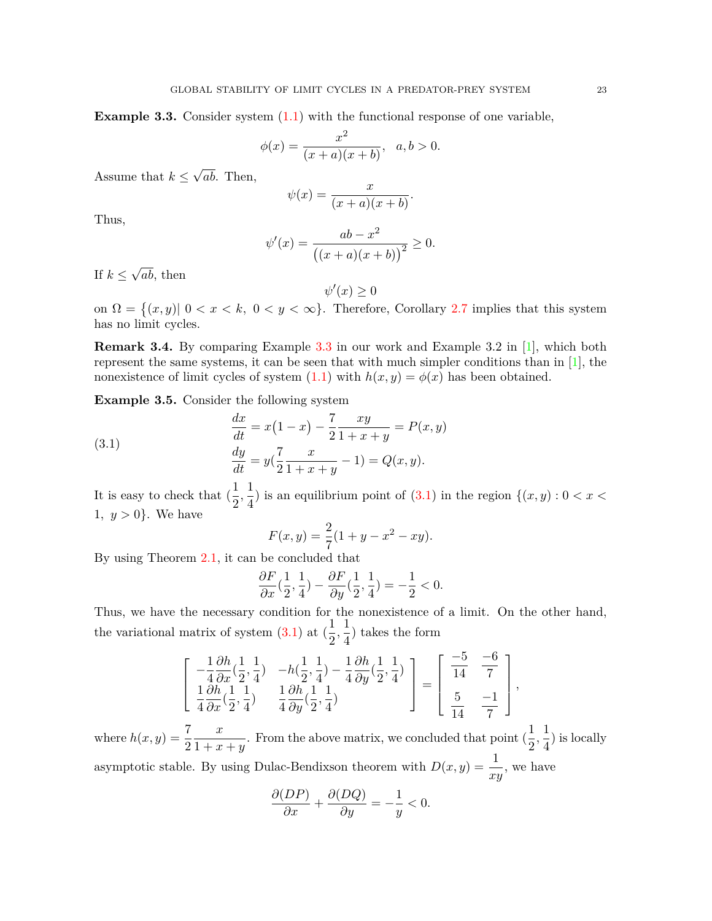**Example 3.3.** Consider system (1.1) with the functional response of one variable,

$$\phi(x) = \frac{x^2}{(x+a)(x+b)}, \quad a, b > 0.$$

Assume that $k \leq \sqrt{ab}$. Then,

$$\psi(x) = \frac{x}{(x+a)(x+b)}.$$

Thus,

$$\psi'(x) = \frac{ab - x^2}{\big((x+a)(x+b)\big)^2} \geq 0.$$

If $k \leq \sqrt{ab}$, then

$$\psi'(x) \geq 0$$

on $\Omega = \{(x,y) |\ 0 < x < k,\ 0 < y < \infty\}$. Therefore, Corollary 2.7 implies that this system has no limit cycles.

**Remark 3.4.** By comparing Example 3.3 in our work and Example 3.2 in [1], which both represent the same systems, it can be seen that with much simpler conditions than in [1], the nonexistence of limit cycles of system (1.1) with $h(x,y) = \phi(x)$ has been obtained.

**Example 3.5.** Consider the following system

$$\begin{aligned}
\frac{dx}{dt} &= x(1-x) - \frac{7}{2}\frac{xy}{1+x+y} = P(x,y) \\
\frac{dy}{dt} &= y(\frac{7}{2}\frac{x}{1+x+y} - 1) = Q(x,y).
\end{aligned} \tag{3.1}$$

It is easy to check that $(\frac{1}{2}, \frac{1}{4})$ is an equilibrium point of (3.1) in the region $\{(x,y) : 0 < x < 1,\ y > 0\}$. We have

$$F(x,y) = \frac{2}{7}(1 + y - x^2 - xy).$$

By using Theorem 2.1, it can be concluded that

$$\frac{\partial F}{\partial x}(\frac{1}{2}, \frac{1}{4}) - \frac{\partial F}{\partial y}(\frac{1}{2}, \frac{1}{4}) = -\frac{1}{2} < 0.$$

Thus, we have the necessary condition for the nonexistence of a limit. On the other hand, the variational matrix of system (3.1) at $(\frac{1}{2}, \frac{1}{4})$ takes the form

$$\begin{bmatrix} -\frac{1}{4}\frac{\partial h}{\partial x}(\frac{1}{2}, \frac{1}{4}) & -h(\frac{1}{2}, \frac{1}{4}) - \frac{1}{4}\frac{\partial h}{\partial y}(\frac{1}{2}, \frac{1}{4}) \\ \frac{1}{4}\frac{\partial h}{\partial x}(\frac{1}{2}, \frac{1}{4}) & \frac{1}{4}\frac{\partial h}{\partial y}(\frac{1}{2}, \frac{1}{4}) \end{bmatrix} = \begin{bmatrix} \frac{-5}{14} & \frac{-6}{7} \\ \frac{5}{14} & \frac{-1}{7} \end{bmatrix},$$

where $h(x,y) = \frac{7}{2}\frac{x}{1+x+y}$. From the above matrix, we concluded that point $(\frac{1}{2}, \frac{1}{4})$ is locally asymptotic stable. By using Dulac-Bendixson theorem with $D(x,y) = \frac{1}{xy}$, we have

$$\frac{\partial(DP)}{\partial x} + \frac{\partial(DQ)}{\partial y} = -\frac{1}{y} < 0.$$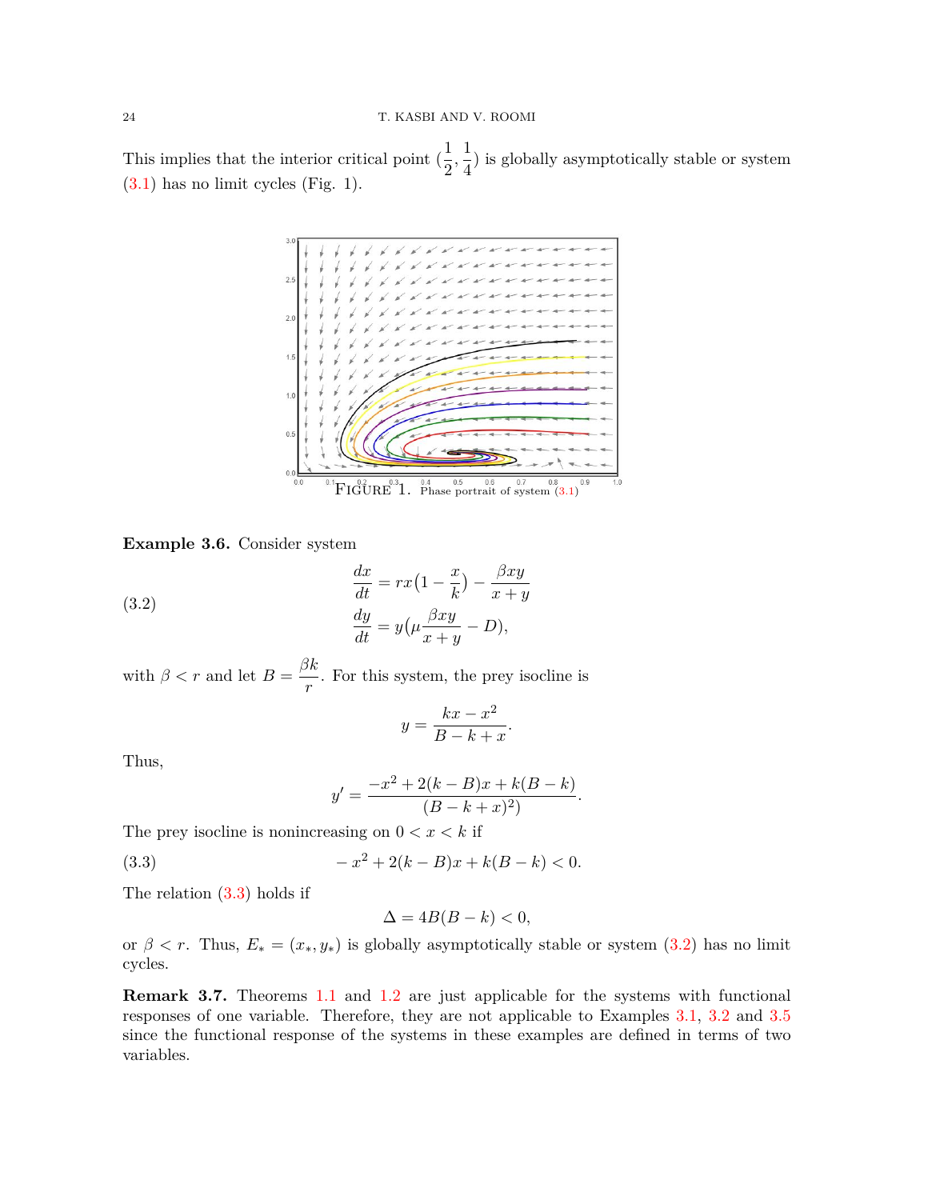This implies that the interior critical point $(\frac{1}{2}, \frac{1}{4})$ is globally asymptotically stable or system (3.1) has no limit cycles (Fig. 1).

FIGURE 1. Phase portrait of system (3.1)

**Example 3.6.** Consider system

$$\begin{aligned} \frac{dx}{dt} &= rx\big(1 - \frac{x}{k}\big) - \frac{\beta xy}{x+y} \\ \frac{dy}{dt} &= y\big(\mu\frac{\beta xy}{x+y} - D\big), \end{aligned} \tag{3.2}$$

with $\beta < r$ and let $B = \frac{\beta k}{r}$. For this system, the prey isocline is

$$y = \frac{kx - x^2}{B - k + x}.$$

Thus,

$$y' = \frac{-x^2 + 2(k-B)x + k(B-k)}{(B-k+x)^2)}.$$

The prey isocline is nonincreasing on $0 < x < k$ if

$$-x^2 + 2(k-B)x + k(B-k) < 0. \tag{3.3}$$

The relation (3.3) holds if

$$\Delta = 4B(B-k) < 0,$$

or $\beta < r$. Thus, $E_* = (x_*, y_*)$ is globally asymptotically stable or system (3.2) has no limit cycles.

**Remark 3.7.** Theorems 1.1 and 1.2 are just applicable for the systems with functional responses of one variable. Therefore, they are not applicable to Examples 3.1, 3.2 and 3.5 since the functional response of the systems in these examples are defined in terms of two variables.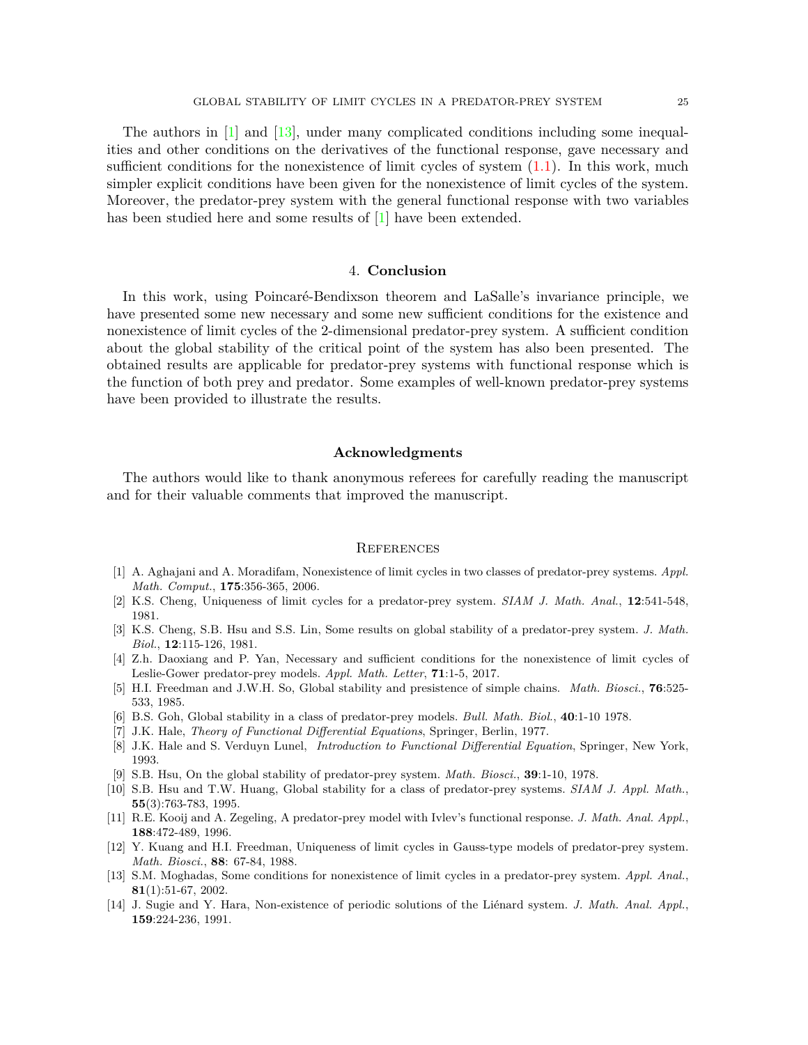The authors in [1] and [13], under many complicated conditions including some inequalities and other conditions on the derivatives of the functional response, gave necessary and sufficient conditions for the nonexistence of limit cycles of system (1.1). In this work, much simpler explicit conditions have been given for the nonexistence of limit cycles of the system. Moreover, the predator-prey system with the general functional response with two variables has been studied here and some results of [1] have been extended.

## 4. Conclusion

In this work, using Poincaré-Bendixson theorem and LaSalle's invariance principle, we have presented some new necessary and some new sufficient conditions for the existence and nonexistence of limit cycles of the 2-dimensional predator-prey system. A sufficient condition about the global stability of the critical point of the system has also been presented. The obtained results are applicable for predator-prey systems with functional response which is the function of both prey and predator. Some examples of well-known predator-prey systems have been provided to illustrate the results.

## Acknowledgments

The authors would like to thank anonymous referees for carefully reading the manuscript and for their valuable comments that improved the manuscript.

## References

[1] A. Aghajani and A. Moradifam, Nonexistence of limit cycles in two classes of predator-prey systems. *Appl. Math. Comput.*, **175**:356-365, 2006.

[2] K.S. Cheng, Uniqueness of limit cycles for a predator-prey system. *SIAM J. Math. Anal.*, **12**:541-548, 1981.

[3] K.S. Cheng, S.B. Hsu and S.S. Lin, Some results on global stability of a predator-prey system. *J. Math. Biol.*, **12**:115-126, 1981.

[4] Z.h. Daoxiang and P. Yan, Necessary and sufficient conditions for the nonexistence of limit cycles of Leslie-Gower predator-prey models. *Appl. Math. Letter*, **71**:1-5, 2017.

[5] H.I. Freedman and J.W.H. So, Global stability and presistence of simple chains. *Math. Biosci.*, **76**:525-533, 1985.

[6] B.S. Goh, Global stability in a class of predator-prey models. *Bull. Math. Biol.*, **40**:1-10 1978.

[7] J.K. Hale, *Theory of Functional Differential Equations*, Springer, Berlin, 1977.

[8] J.K. Hale and S. Verduyn Lunel, *Introduction to Functional Differential Equation*, Springer, New York, 1993.

[9] S.B. Hsu, On the global stability of predator-prey system. *Math. Biosci.*, **39**:1-10, 1978.

[10] S.B. Hsu and T.W. Huang, Global stability for a class of predator-prey systems. *SIAM J. Appl. Math.*, **55**(3):763-783, 1995.

[11] R.E. Kooij and A. Zegeling, A predator-prey model with Ivlev's functional response. *J. Math. Anal. Appl.*, **188**:472-489, 1996.

[12] Y. Kuang and H.I. Freedman, Uniqueness of limit cycles in Gauss-type models of predator-prey system. *Math. Biosci.*, **88**: 67-84, 1988.

[13] S.M. Moghadas, Some conditions for nonexistence of limit cycles in a predator-prey system. *Appl. Anal.*, **81**(1):51-67, 2002.

[14] J. Sugie and Y. Hara, Non-existence of periodic solutions of the Liénard system. *J. Math. Anal. Appl.*, **159**:224-236, 1991.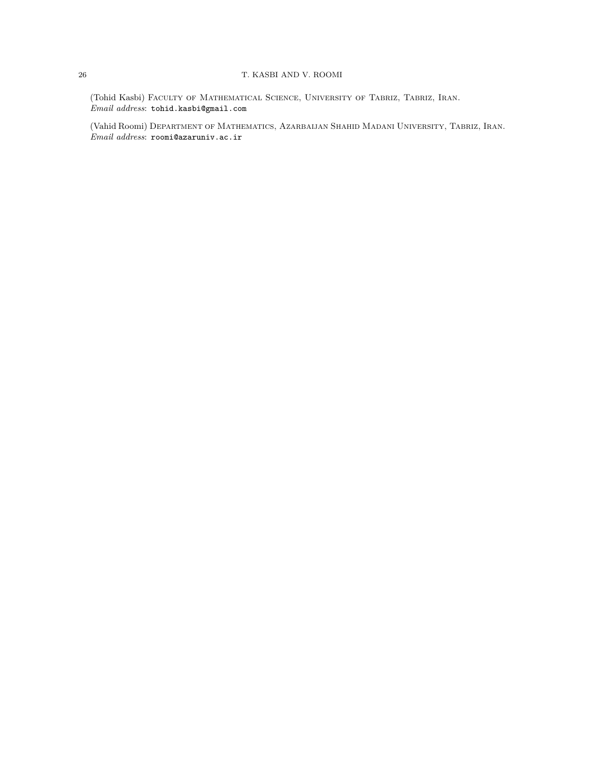(Tohid Kasbi) Faculty of Mathematical Science, University of Tabriz, Tabriz, Iran.
*Email address*: tohid.kasbi@gmail.com

(Vahid Roomi) Department of Mathematics, Azarbaijan Shahid Madani University, Tabriz, Iran.
*Email address*: roomi@azaruniv.ac.ir